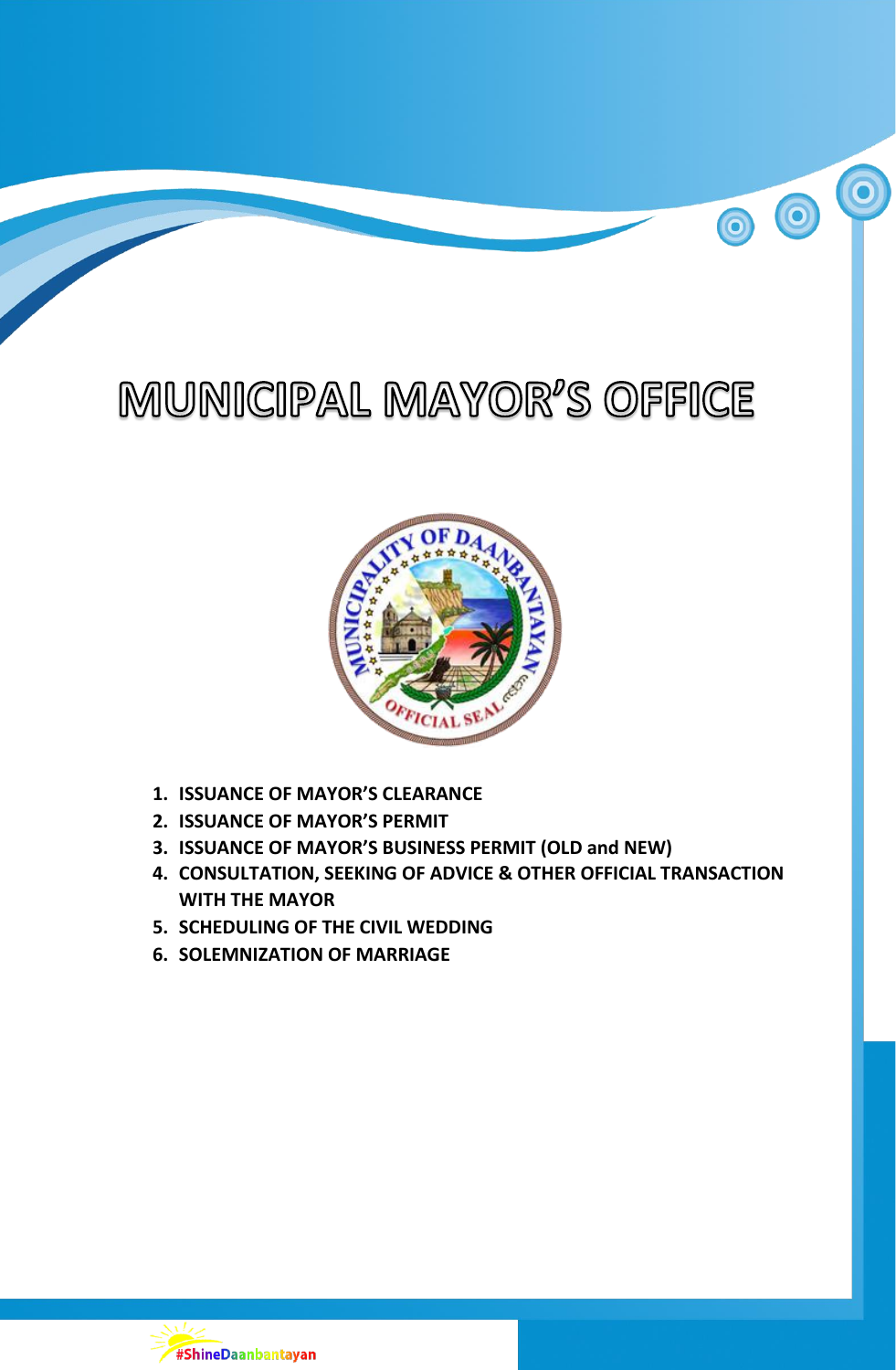# MUNICIPAL MAYOR'S OFFICE

1. **ISSUANCE OF MAYOR'S CLEARANCE**
2. **ISSUANCE OF MAYOR'S PERMIT**
3. **ISSUANCE OF MAYOR'S BUSINESS PERMIT (OLD and NEW)**
4. **CONSULTATION, SEEKING OF ADVICE & OTHER OFFICIAL TRANSACTION WITH THE MAYOR**
5. **SCHEDULING OF THE CIVIL WEDDING**
6. **SOLEMNIZATION OF MARRIAGE**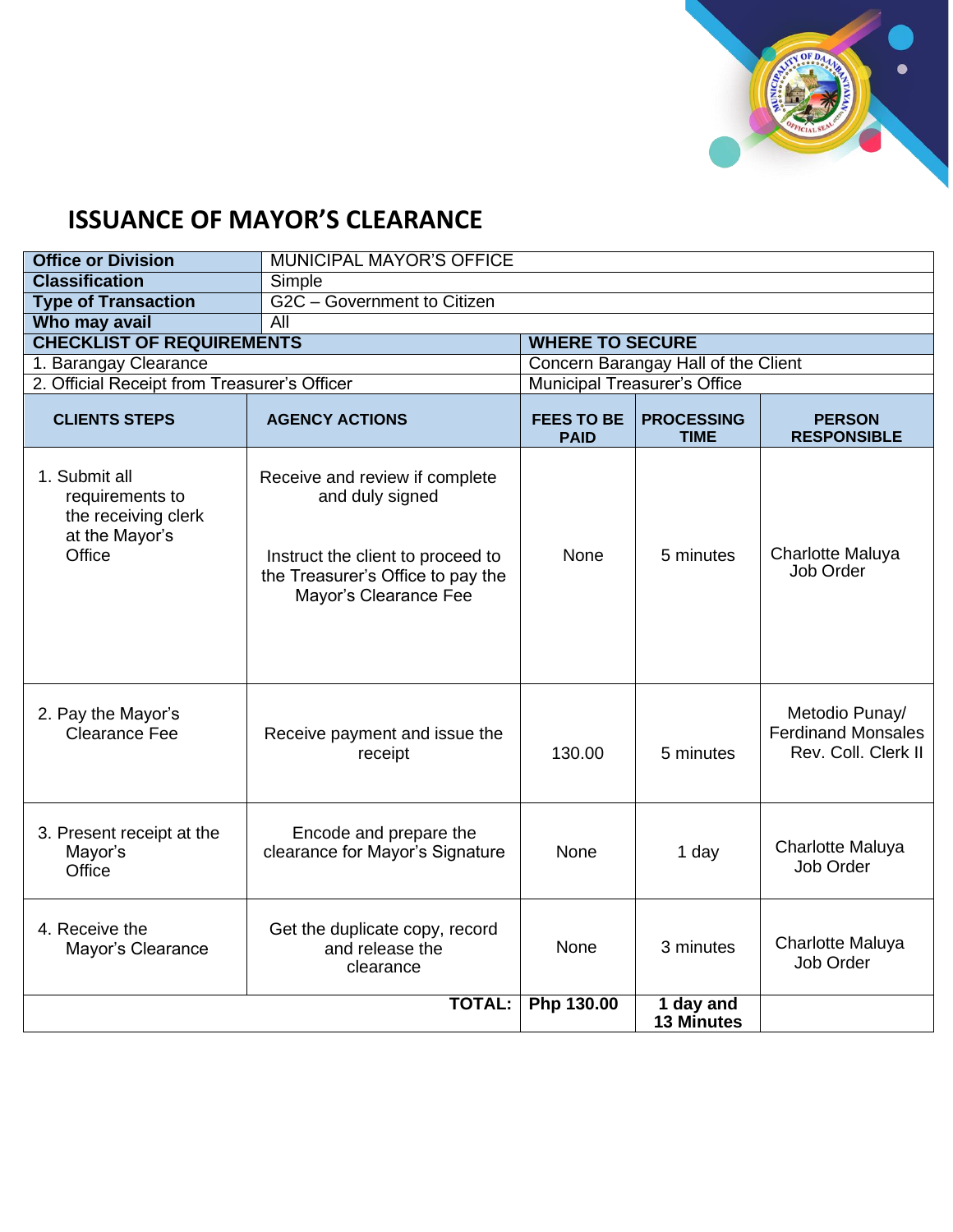# ISSUANCE OF MAYOR'S CLEARANCE

| **Office or Division** | MUNICIPAL MAYOR'S OFFICE |
|---|---|
| **Classification** | Simple |
| **Type of Transaction** | G2C – Government to Citizen |
| **Who may avail** | All |

| **CHECKLIST OF REQUIREMENTS** | **WHERE TO SECURE** |
|---|---|
| 1. Barangay Clearance | Concern Barangay Hall of the Client |
| 2. Official Receipt from Treasurer's Officer | Municipal Treasurer's Office |

| **CLIENTS STEPS** | **AGENCY ACTIONS** | **FEES TO BE PAID** | **PROCESSING TIME** | **PERSON RESPONSIBLE** |
|---|---|---|---|---|
| 1. Submit all requirements to the receiving clerk at the Mayor's Office | Receive and review if complete and duly signed<br><br>Instruct the client to proceed to the Treasurer's Office to pay the Mayor's Clearance Fee | None | 5 minutes | Charlotte Maluya<br>Job Order |
| 2. Pay the Mayor's Clearance Fee | Receive payment and issue the receipt | 130.00 | 5 minutes | Metodio Punay/ Ferdinand Monsales<br>Rev. Coll. Clerk II |
| 3. Present receipt at the Mayor's Office | Encode and prepare the clearance for Mayor's Signature | None | 1 day | Charlotte Maluya<br>Job Order |
| 4. Receive the Mayor's Clearance | Get the duplicate copy, record and release the clearance | None | 3 minutes | Charlotte Maluya<br>Job Order |
| | **TOTAL:** | **Php 130.00** | **1 day and 13 Minutes** | |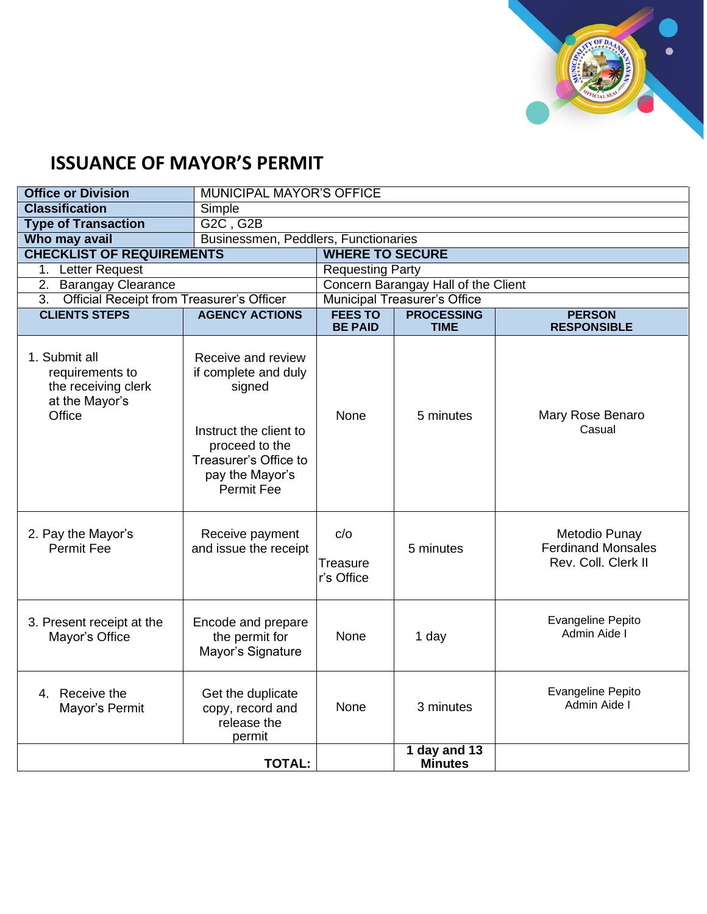# ISSUANCE OF MAYOR'S PERMIT

| **Office or Division** | MUNICIPAL MAYOR'S OFFICE | | | |
|---|---|---|---|---|
| **Classification** | Simple | | | |
| **Type of Transaction** | G2C , G2B | | | |
| **Who may avail** | Businessmen, Peddlers, Functionaries | | | |
| **CHECKLIST OF REQUIREMENTS** | | **WHERE TO SECURE** | | |
| 1. Letter Request | | Requesting Party | | |
| 2. Barangay Clearance | | Concern Barangay Hall of the Client | | |
| 3. Official Receipt from Treasurer's Officer | | Municipal Treasurer's Office | | |
| **CLIENTS STEPS** | **AGENCY ACTIONS** | **FEES TO BE PAID** | **PROCESSING TIME** | **PERSON RESPONSIBLE** |
| 1. Submit all requirements to the receiving clerk at the Mayor's Office | Receive and review if complete and duly signed<br><br>Instruct the client to proceed to the Treasurer's Office to pay the Mayor's Permit Fee | None | 5 minutes | Mary Rose Benaro<br>Casual |
| 2. Pay the Mayor's Permit Fee | Receive payment and issue the receipt | c/o<br>Treasurer's Office | 5 minutes | Metodio Punay<br>Ferdinand Monsales<br>Rev. Coll. Clerk II |
| 3. Present receipt at the Mayor's Office | Encode and prepare the permit for Mayor's Signature | None | 1 day | Evangeline Pepito<br>Admin Aide I |
| 4. Receive the Mayor's Permit | Get the duplicate copy, record and release the permit | None | 3 minutes | Evangeline Pepito<br>Admin Aide I |
| **TOTAL:** | | | **1 day and 13 Minutes** | |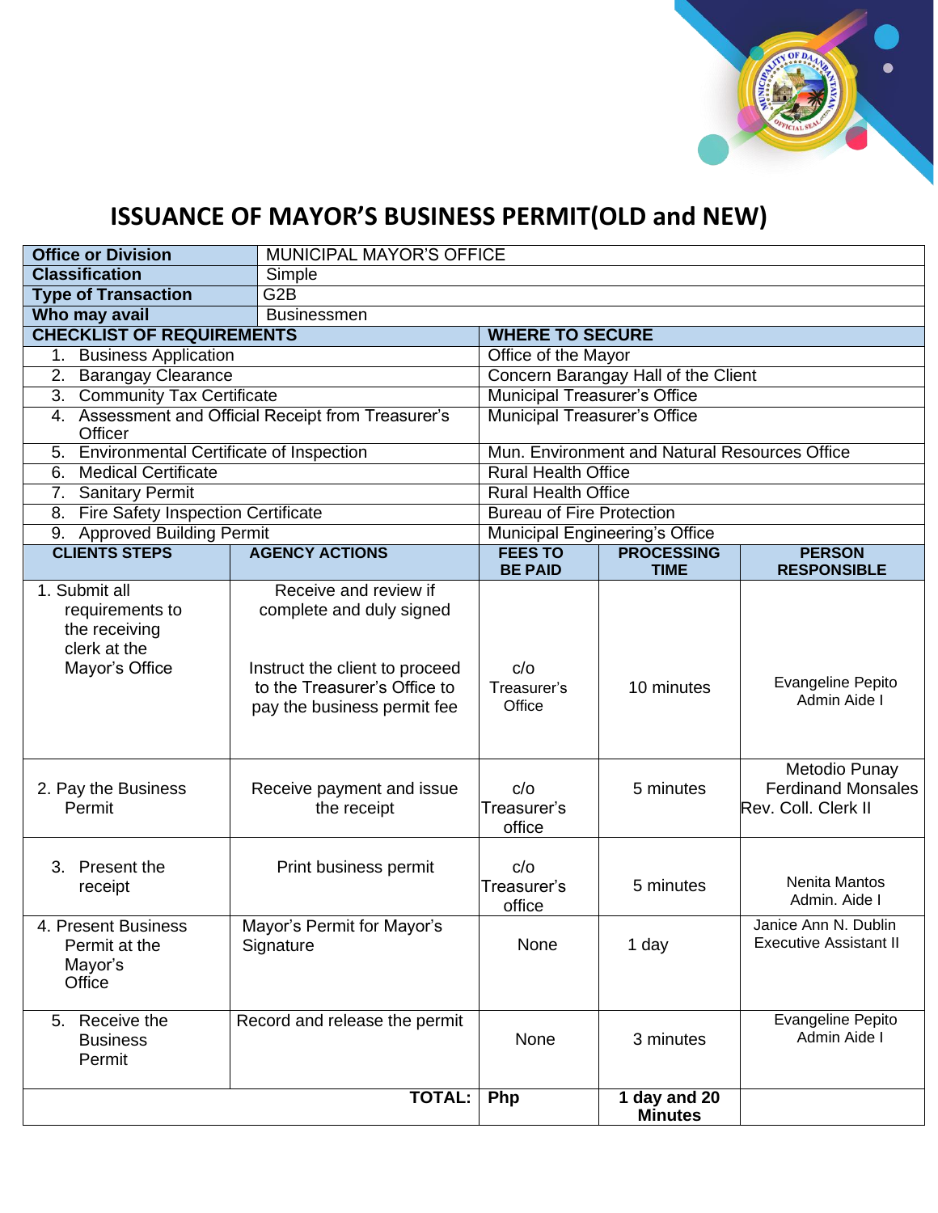# ISSUANCE OF MAYOR'S BUSINESS PERMIT(OLD and NEW)

| **Office or Division** | MUNICIPAL MAYOR'S OFFICE |
|---|---|
| **Classification** | Simple |
| **Type of Transaction** | G2B |
| **Who may avail** | Businessmen |

| **CHECKLIST OF REQUIREMENTS** | **WHERE TO SECURE** |
|---|---|
| 1. Business Application | Office of the Mayor |
| 2. Barangay Clearance | Concern Barangay Hall of the Client |
| 3. Community Tax Certificate | Municipal Treasurer's Office |
| 4. Assessment and Official Receipt from Treasurer's Officer | Municipal Treasurer's Office |
| 5. Environmental Certificate of Inspection | Mun. Environment and Natural Resources Office |
| 6. Medical Certificate | Rural Health Office |
| 7. Sanitary Permit | Rural Health Office |
| 8. Fire Safety Inspection Certificate | Bureau of Fire Protection |
| 9. Approved Building Permit | Municipal Engineering's Office |

| **CLIENTS STEPS** | **AGENCY ACTIONS** | **FEES TO BE PAID** | **PROCESSING TIME** | **PERSON RESPONSIBLE** |
|---|---|---|---|---|
| 1. Submit all requirements to the receiving clerk at the Mayor's Office | Receive and review if complete and duly signed<br><br>Instruct the client to proceed to the Treasurer's Office to pay the business permit fee | c/o Treasurer's Office | 10 minutes | Evangeline Pepito<br>Admin Aide I |
| 2. Pay the Business Permit | Receive payment and issue the receipt | c/o Treasurer's office | 5 minutes | Metodio Punay<br>Ferdinand Monsales<br>Rev. Coll. Clerk II |
| 3. Present the receipt | Print business permit | c/o Treasurer's office | 5 minutes | Nenita Mantos<br>Admin. Aide I |
| 4. Present Business Permit at the Mayor's Office | Mayor's Permit for Mayor's Signature | None | 1 day | Janice Ann N. Dublin<br>Executive Assistant II |
| 5. Receive the Business Permit | Record and release the permit | None | 3 minutes | Evangeline Pepito<br>Admin Aide I |
| | **TOTAL:** | **Php** | **1 day and 20 Minutes** | |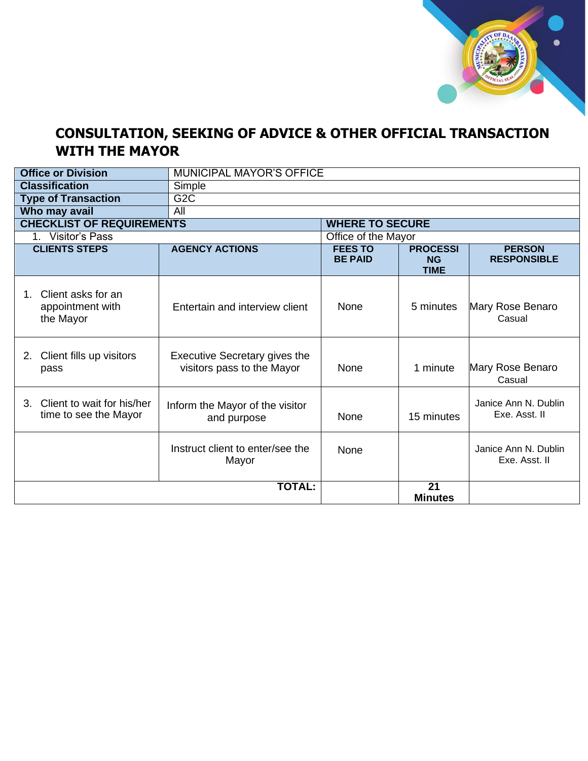# CONSULTATION, SEEKING OF ADVICE & OTHER OFFICIAL TRANSACTION WITH THE MAYOR

| **Office or Division** | MUNICIPAL MAYOR'S OFFICE |
|---|---|
| **Classification** | Simple |
| **Type of Transaction** | G2C |
| **Who may avail** | All |

| **CHECKLIST OF REQUIREMENTS** | **WHERE TO SECURE** |
|---|---|
| 1. Visitor's Pass | Office of the Mayor |

| **CLIENTS STEPS** | **AGENCY ACTIONS** | **FEES TO BE PAID** | **PROCESSING TIME** | **PERSON RESPONSIBLE** |
|---|---|---|---|---|
| 1. Client asks for an appointment with the Mayor | Entertain and interview client | None | 5 minutes | Mary Rose Benaro<br>Casual |
| 2. Client fills up visitors pass | Executive Secretary gives the visitors pass to the Mayor | None | 1 minute | Mary Rose Benaro<br>Casual |
| 3. Client to wait for his/her time to see the Mayor | Inform the Mayor of the visitor and purpose | None | 15 minutes | Janice Ann N. Dublin<br>Exe. Asst. II |
| | Instruct client to enter/see the Mayor | None | | Janice Ann N. Dublin<br>Exe. Asst. II |
| **TOTAL:** | | | **21 Minutes** | |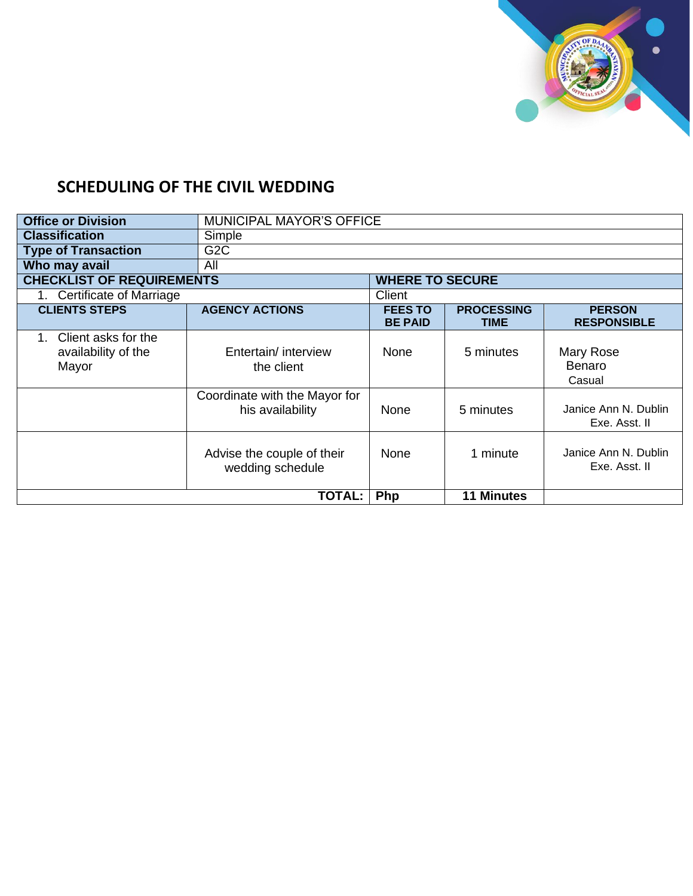## SCHEDULING OF THE CIVIL WEDDING

| **Office or Division** | MUNICIPAL MAYOR'S OFFICE | | | |
|---|---|---|---|---|
| **Classification** | Simple | | | |
| **Type of Transaction** | G2C | | | |
| **Who may avail** | All | | | |
| **CHECKLIST OF REQUIREMENTS** | | **WHERE TO SECURE** | | |
| 1. Certificate of Marriage | | Client | | |
| **CLIENTS STEPS** | **AGENCY ACTIONS** | **FEES TO BE PAID** | **PROCESSING TIME** | **PERSON RESPONSIBLE** |
| 1. Client asks for the availability of the Mayor | Entertain/ interview the client | None | 5 minutes | Mary Rose Benaro Casual |
| | Coordinate with the Mayor for his availability | None | 5 minutes | Janice Ann N. Dublin Exe. Asst. II |
| | Advise the couple of their wedding schedule | None | 1 minute | Janice Ann N. Dublin Exe. Asst. II |
| | **TOTAL:** | **Php** | **11 Minutes** | |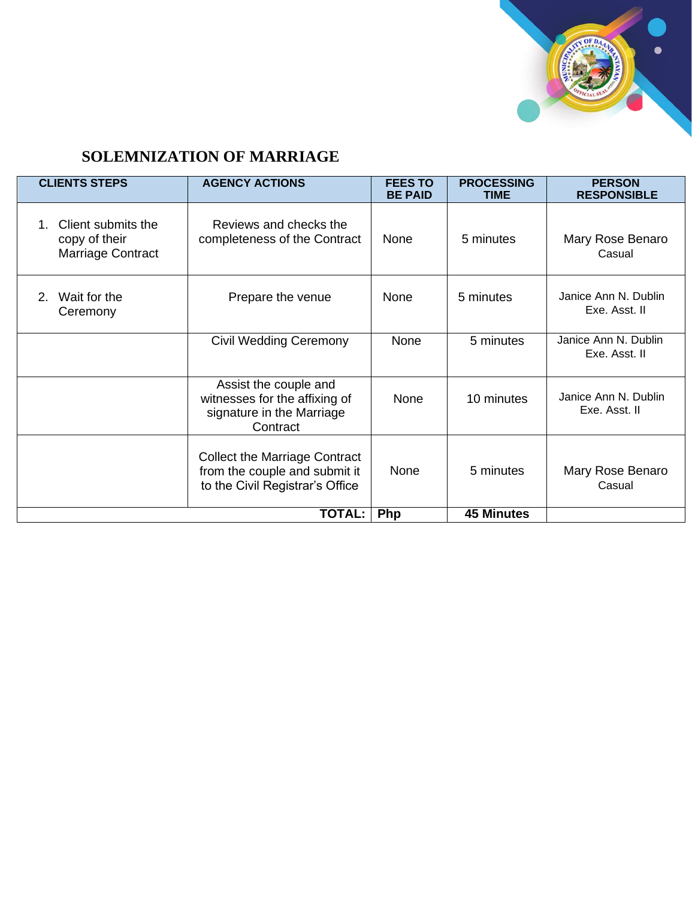## SOLEMNIZATION OF MARRIAGE

| CLIENTS STEPS | AGENCY ACTIONS | FEES TO BE PAID | PROCESSING TIME | PERSON RESPONSIBLE |
|---|---|---|---|---|
| 1. Client submits the copy of their Marriage Contract | Reviews and checks the completeness of the Contract | None | 5 minutes | Mary Rose Benaro<br>Casual |
| 2. Wait for the Ceremony | Prepare the venue | None | 5 minutes | Janice Ann N. Dublin<br>Exe. Asst. II |
| | Civil Wedding Ceremony | None | 5 minutes | Janice Ann N. Dublin<br>Exe. Asst. II |
| | Assist the couple and witnesses for the affixing of signature in the Marriage Contract | None | 10 minutes | Janice Ann N. Dublin<br>Exe. Asst. II |
| | Collect the Marriage Contract from the couple and submit it to the Civil Registrar's Office | None | 5 minutes | Mary Rose Benaro<br>Casual |
| | **TOTAL:** | **Php** | **45 Minutes** | |